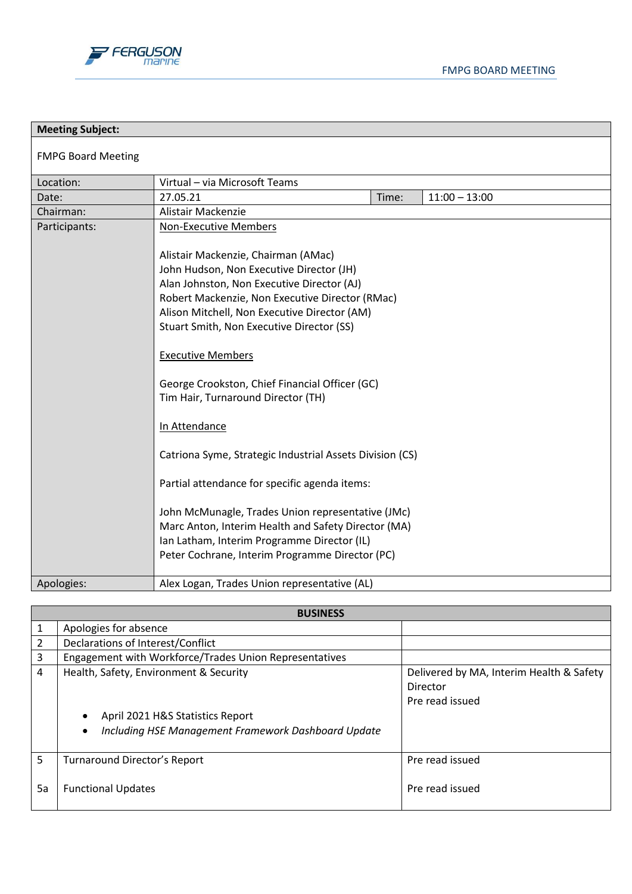FERGUSON marine

FMPG BOARD MEETING

| **Meeting Subject:** | | | |
|---|---|---|---|
| FMPG Board Meeting | | | |
| Location: | Virtual – via Microsoft Teams | | |
| Date: | 27.05.21 | Time: | 11:00 – 13:00 |
| Chairman: | Alistair Mackenzie | | |
| Participants: | <u>Non-Executive Members</u><br><br>Alistair Mackenzie, Chairman (AMac)<br>John Hudson, Non Executive Director (JH)<br>Alan Johnston, Non Executive Director (AJ)<br>Robert Mackenzie, Non Executive Director (RMac)<br>Alison Mitchell, Non Executive Director (AM)<br>Stuart Smith, Non Executive Director (SS)<br><br><u>Executive Members</u><br><br>George Crookston, Chief Financial Officer (GC)<br>Tim Hair, Turnaround Director (TH)<br><br><u>In Attendance</u><br><br>Catriona Syme, Strategic Industrial Assets Division (CS)<br><br>Partial attendance for specific agenda items:<br><br>John McMunagle, Trades Union representative (JMc)<br>Marc Anton, Interim Health and Safety Director (MA)<br>Ian Latham, Interim Programme Director (IL)<br>Peter Cochrane, Interim Programme Director (PC) | | |
| Apologies: | Alex Logan, Trades Union representative (AL) | | |

| **BUSINESS** | | |
|---|---|---|
| 1 | Apologies for absence | |
| 2 | Declarations of Interest/Conflict | |
| 3 | Engagement with Workforce/Trades Union Representatives | |
| 4 | Health, Safety, Environment & Security<br><br>• April 2021 H&S Statistics Report<br>• *Including HSE Management Framework Dashboard Update* | Delivered by MA, Interim Health & Safety Director<br>Pre read issued |
| 5<br><br>5a | Turnaround Director's Report<br><br>Functional Updates | Pre read issued<br><br>Pre read issued |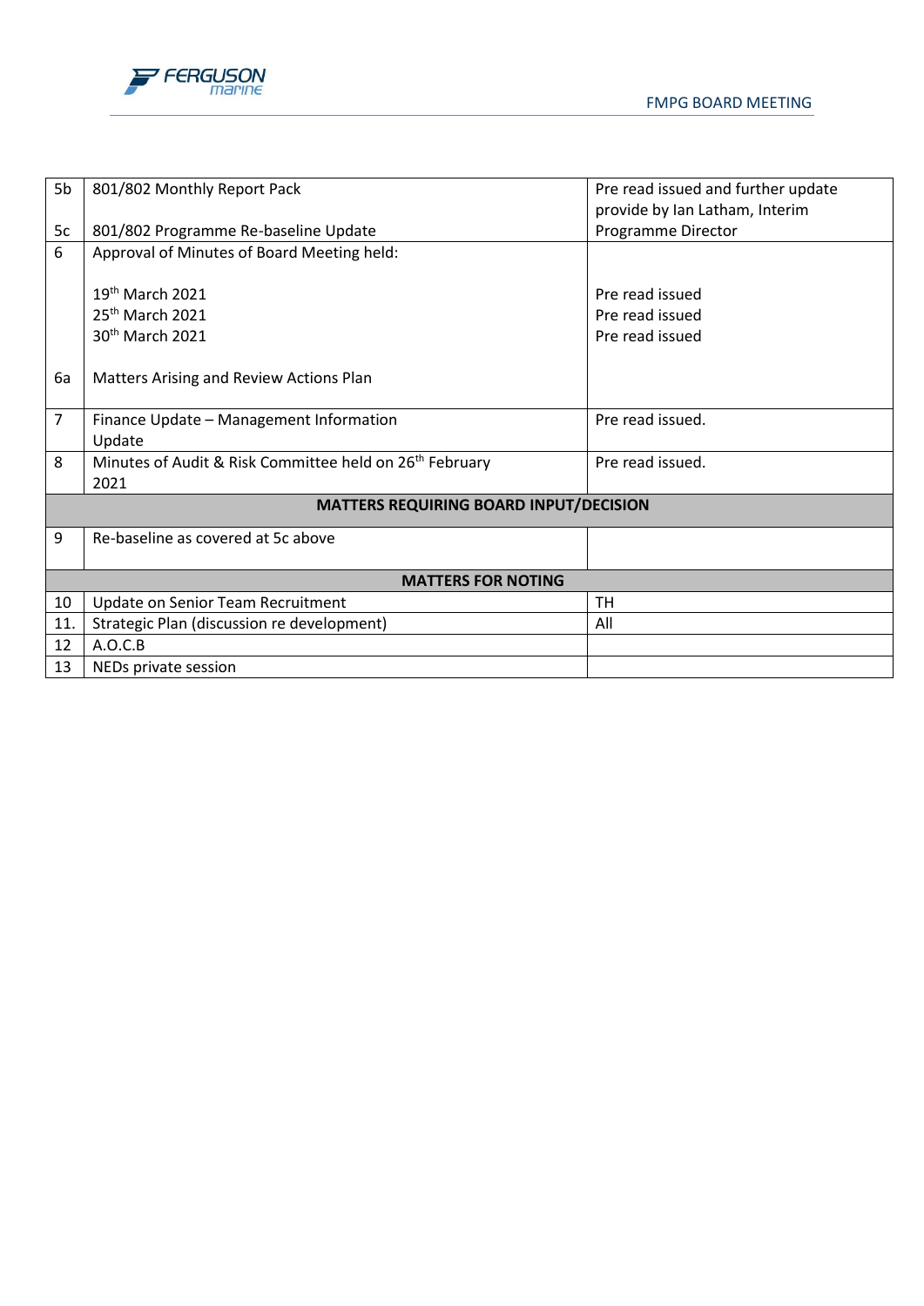| | | |
|---|---|---|
| 5b<br><br>5c | 801/802 Monthly Report Pack<br><br>801/802 Programme Re-baseline Update | Pre read issued and further update provide by Ian Latham, Interim Programme Director |
| 6<br><br><br><br><br><br><br>6a | Approval of Minutes of Board Meeting held:<br><br>19th March 2021<br>25th March 2021<br>30th March 2021<br><br>Matters Arising and Review Actions Plan | <br><br>Pre read issued<br>Pre read issued<br>Pre read issued |
| 7 | Finance Update – Management Information Update | Pre read issued. |
| 8 | Minutes of Audit & Risk Committee held on 26th February 2021 | Pre read issued. |
| | **MATTERS REQUIRING BOARD INPUT/DECISION** | |
| 9 | Re-baseline as covered at 5c above | |
| | **MATTERS FOR NOTING** | |
| 10 | Update on Senior Team Recruitment | TH |
| 11. | Strategic Plan (discussion re development) | All |
| 12 | A.O.C.B | |
| 13 | NEDs private session | |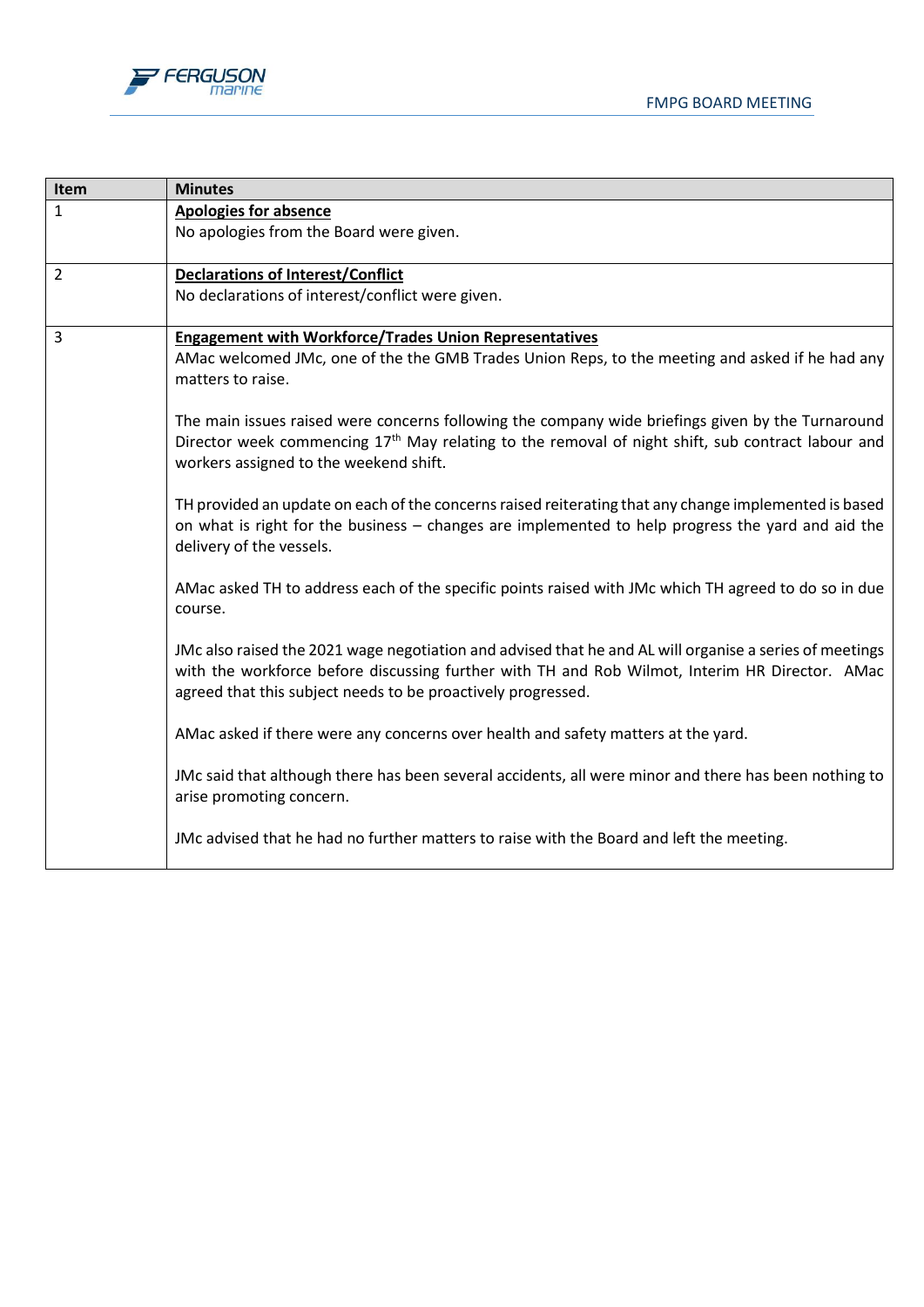| Item | Minutes |
|---|---|
| 1 | **Apologies for absence**<br>No apologies from the Board were given. |
| 2 | **Declarations of Interest/Conflict**<br>No declarations of interest/conflict were given. |
| 3 | **Engagement with Workforce/Trades Union Representatives**<br>AMac welcomed JMc, one of the the GMB Trades Union Reps, to the meeting and asked if he had any matters to raise.<br><br>The main issues raised were concerns following the company wide briefings given by the Turnaround Director week commencing 17th May relating to the removal of night shift, sub contract labour and workers assigned to the weekend shift.<br><br>TH provided an update on each of the concerns raised reiterating that any change implemented is based on what is right for the business – changes are implemented to help progress the yard and aid the delivery of the vessels.<br><br>AMac asked TH to address each of the specific points raised with JMc which TH agreed to do so in due course.<br><br>JMc also raised the 2021 wage negotiation and advised that he and AL will organise a series of meetings with the workforce before discussing further with TH and Rob Wilmot, Interim HR Director. AMac agreed that this subject needs to be proactively progressed.<br><br>AMac asked if there were any concerns over health and safety matters at the yard.<br><br>JMc said that although there has been several accidents, all were minor and there has been nothing to arise promoting concern.<br><br>JMc advised that he had no further matters to raise with the Board and left the meeting. |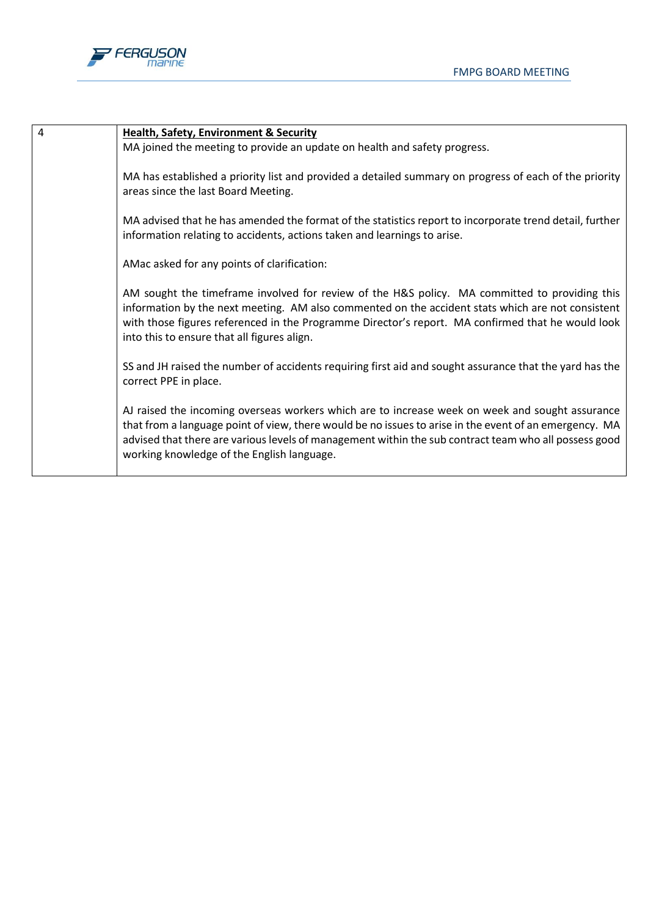| 4 | **Health, Safety, Environment & Security**<br>MA joined the meeting to provide an update on health and safety progress.<br><br>MA has established a priority list and provided a detailed summary on progress of each of the priority areas since the last Board Meeting.<br><br>MA advised that he has amended the format of the statistics report to incorporate trend detail, further information relating to accidents, actions taken and learnings to arise.<br><br>AMac asked for any points of clarification:<br><br>AM sought the timeframe involved for review of the H&S policy. MA committed to providing this information by the next meeting. AM also commented on the accident stats which are not consistent with those figures referenced in the Programme Director's report. MA confirmed that he would look into this to ensure that all figures align.<br><br>SS and JH raised the number of accidents requiring first aid and sought assurance that the yard has the correct PPE in place.<br><br>AJ raised the incoming overseas workers which are to increase week on week and sought assurance that from a language point of view, there would be no issues to arise in the event of an emergency. MA advised that there are various levels of management within the sub contract team who all possess good working knowledge of the English language. |
|---|---|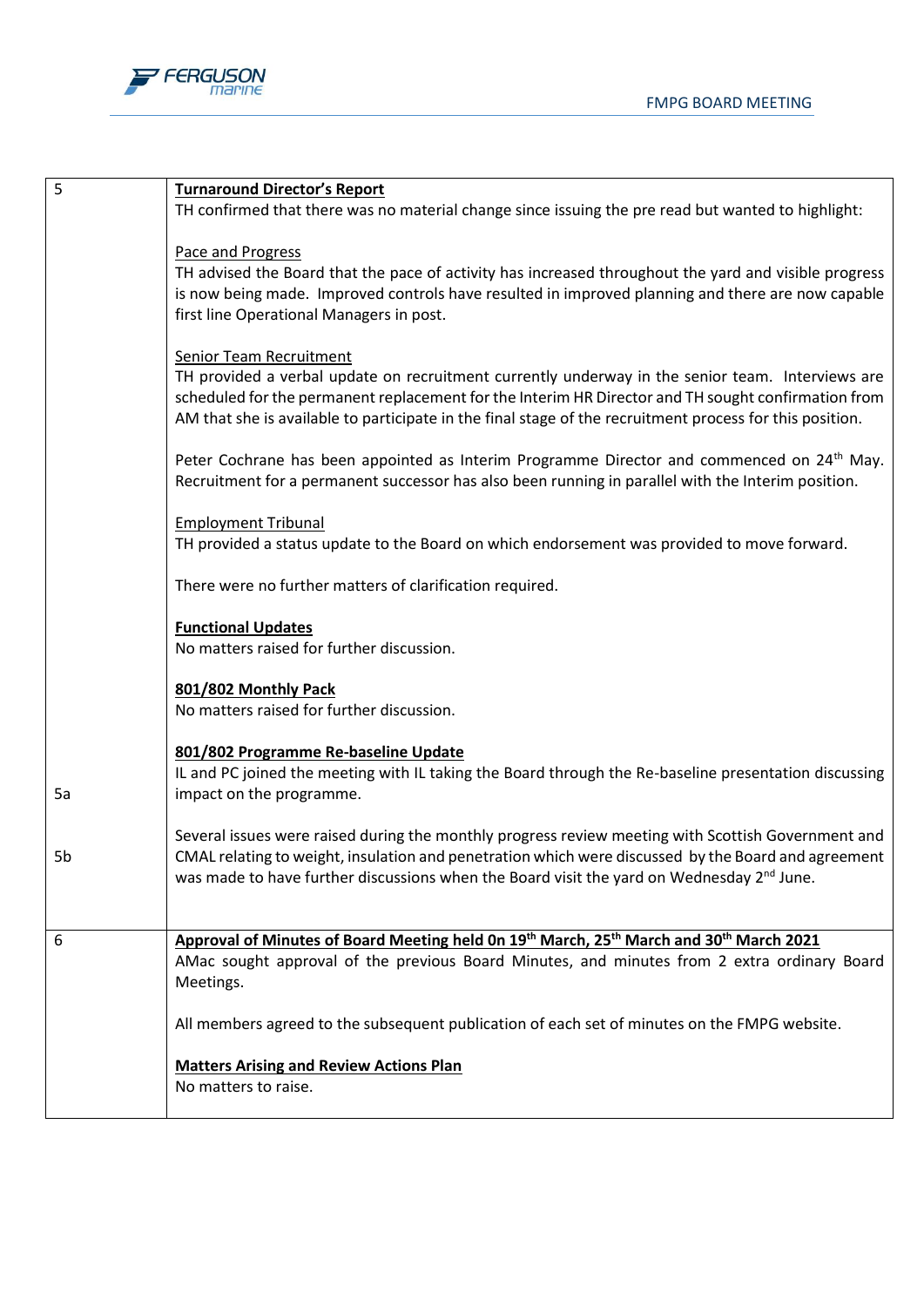| | |
|---|---|
| 5 | **Turnaround Director's Report**<br>TH confirmed that there was no material change since issuing the pre read but wanted to highlight:<br><br>Pace and Progress<br>TH advised the Board that the pace of activity has increased throughout the yard and visible progress is now being made. Improved controls have resulted in improved planning and there are now capable first line Operational Managers in post.<br><br>Senior Team Recruitment<br>TH provided a verbal update on recruitment currently underway in the senior team. Interviews are scheduled for the permanent replacement for the Interim HR Director and TH sought confirmation from AM that she is available to participate in the final stage of the recruitment process for this position.<br><br>Peter Cochrane has been appointed as Interim Programme Director and commenced on 24th May. Recruitment for a permanent successor has also been running in parallel with the Interim position.<br><br>Employment Tribunal<br>TH provided a status update to the Board on which endorsement was provided to move forward.<br><br>There were no further matters of clarification required.<br><br>**Functional Updates**<br>No matters raised for further discussion.<br><br>**801/802 Monthly Pack**<br>No matters raised for further discussion. |
| 5a | **801/802 Programme Re-baseline Update**<br>IL and PC joined the meeting with IL taking the Board through the Re-baseline presentation discussing impact on the programme. |
| 5b | Several issues were raised during the monthly progress review meeting with Scottish Government and CMAL relating to weight, insulation and penetration which were discussed by the Board and agreement was made to have further discussions when the Board visit the yard on Wednesday 2nd June. |
| 6 | **Approval of Minutes of Board Meeting held 0n 19th March, 25th March and 30th March 2021**<br>AMac sought approval of the previous Board Minutes, and minutes from 2 extra ordinary Board Meetings.<br><br>All members agreed to the subsequent publication of each set of minutes on the FMPG website.<br><br>**Matters Arising and Review Actions Plan**<br>No matters to raise. |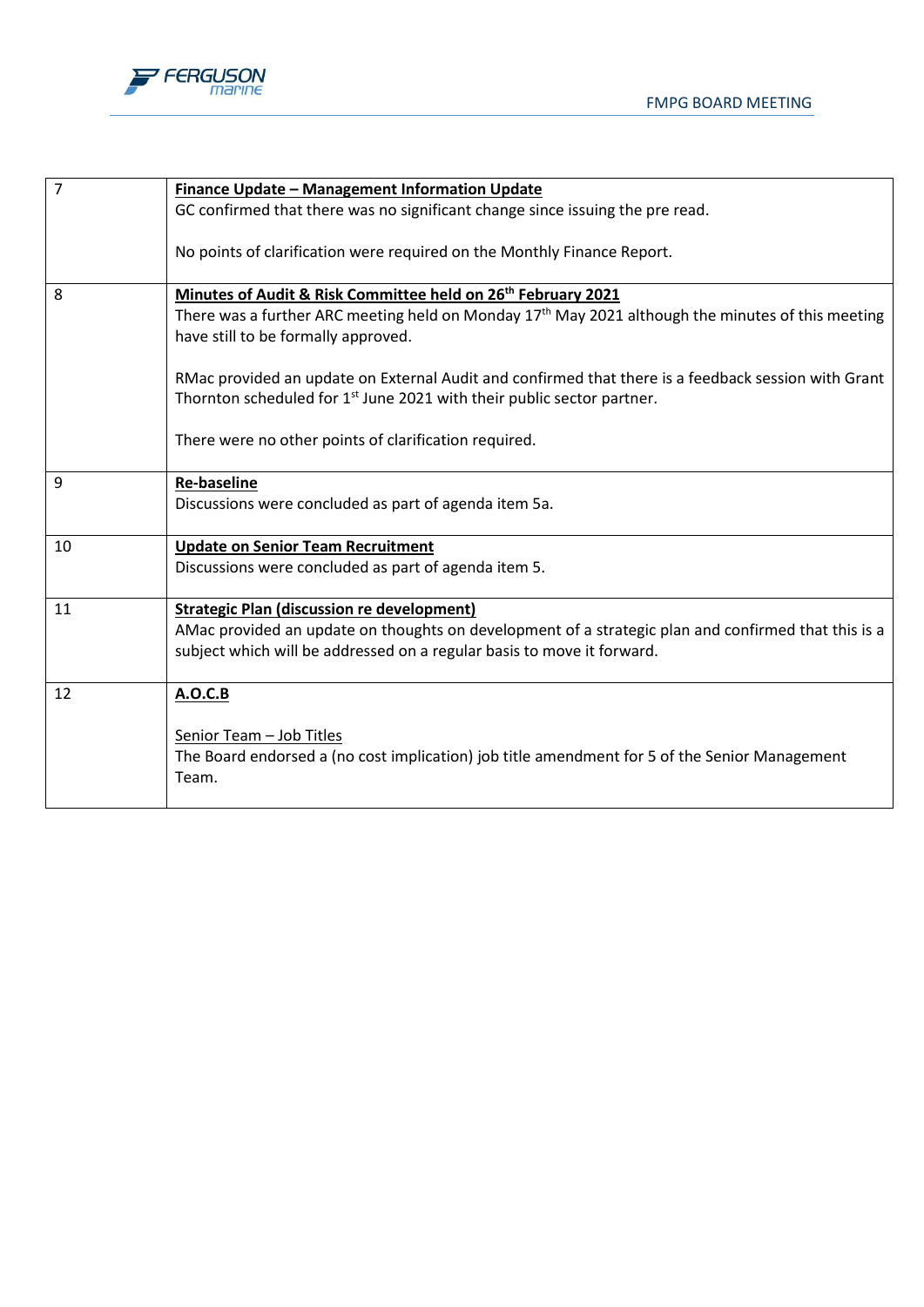| | |
|---|---|
| 7 | **Finance Update – Management Information Update**<br>GC confirmed that there was no significant change since issuing the pre read.<br><br>No points of clarification were required on the Monthly Finance Report. |
| 8 | **Minutes of Audit & Risk Committee held on 26th February 2021**<br>There was a further ARC meeting held on Monday 17th May 2021 although the minutes of this meeting have still to be formally approved.<br><br>RMac provided an update on External Audit and confirmed that there is a feedback session with Grant Thornton scheduled for 1st June 2021 with their public sector partner.<br><br>There were no other points of clarification required. |
| 9 | **Re-baseline**<br>Discussions were concluded as part of agenda item 5a. |
| 10 | **Update on Senior Team Recruitment**<br>Discussions were concluded as part of agenda item 5. |
| 11 | **Strategic Plan (discussion re development)**<br>AMac provided an update on thoughts on development of a strategic plan and confirmed that this is a subject which will be addressed on a regular basis to move it forward. |
| 12 | **A.O.C.B**<br><br>Senior Team – Job Titles<br>The Board endorsed a (no cost implication) job title amendment for 5 of the Senior Management Team. |